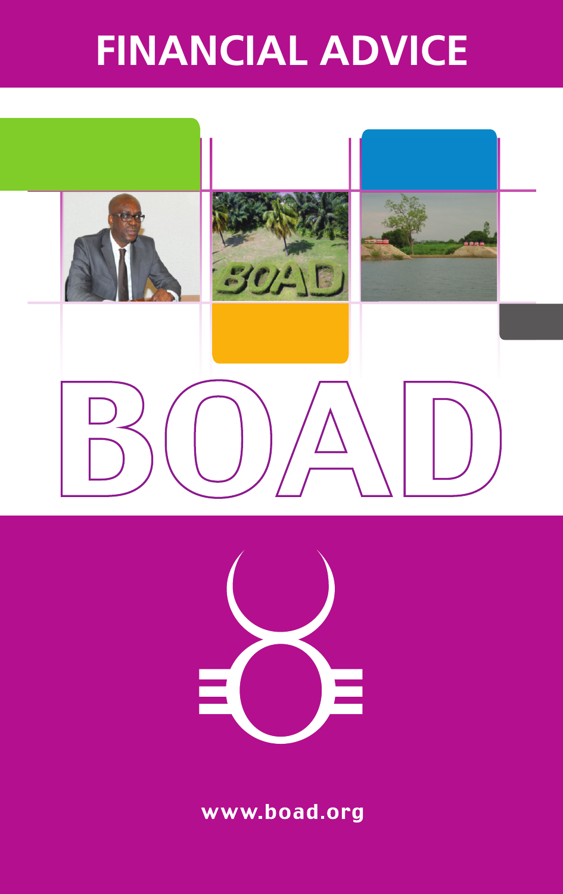# FINANCIAL ADVICE

BOAD

www.boad.org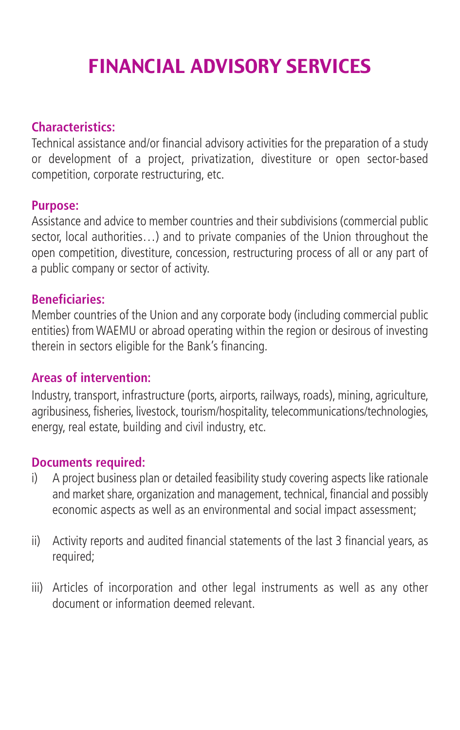# FINANCIAL ADVISORY SERVICES

**Characteristics:**

Technical assistance and/or financial advisory activities for the preparation of a study or development of a project, privatization, divestiture or open sector-based competition, corporate restructuring, etc.

**Purpose:**

Assistance and advice to member countries and their subdivisions (commercial public sector, local authorities…) and to private companies of the Union throughout the open competition, divestiture, concession, restructuring process of all or any part of a public company or sector of activity.

**Beneficiaries:**

Member countries of the Union and any corporate body (including commercial public entities) from WAEMU or abroad operating within the region or desirous of investing therein in sectors eligible for the Bank's financing.

**Areas of intervention:**

Industry, transport, infrastructure (ports, airports, railways, roads), mining, agriculture, agribusiness, fisheries, livestock, tourism/hospitality, telecommunications/technologies, energy, real estate, building and civil industry, etc.

**Documents required:**

i) A project business plan or detailed feasibility study covering aspects like rationale and market share, organization and management, technical, financial and possibly economic aspects as well as an environmental and social impact assessment;

ii) Activity reports and audited financial statements of the last 3 financial years, as required;

iii) Articles of incorporation and other legal instruments as well as any other document or information deemed relevant.